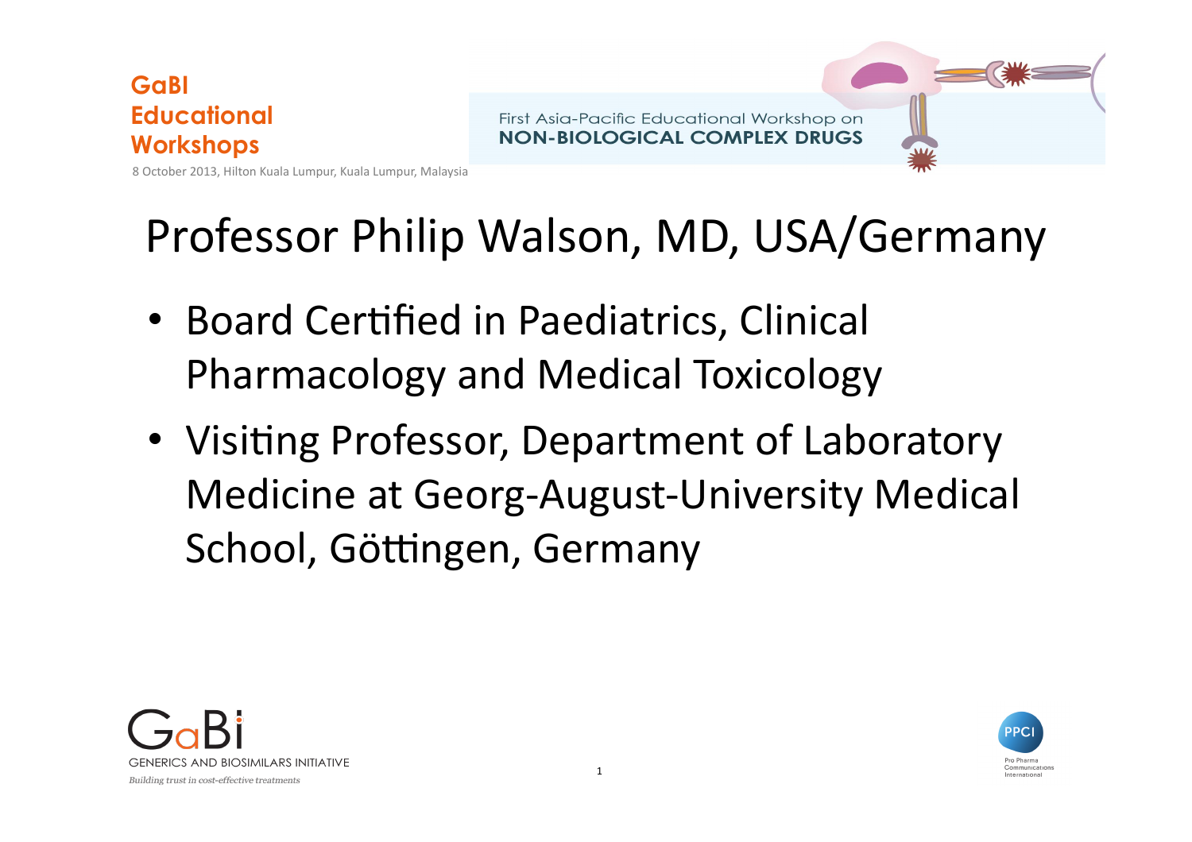GaBI Educational Workshops

8 October 2013, Hilton Kuala Lumpur, Kuala Lumpur, Malaysia

First Asia-Pacific Educational Workshop on
**NON-BIOLOGICAL COMPLEX DRUGS**

# Professor Philip Walson, MD, USA/Germany

- Board Certified in Paediatrics, Clinical Pharmacology and Medical Toxicology
- Visiting Professor, Department of Laboratory Medicine at Georg-August-University Medical School, Göttingen, Germany

GaBi
GENERICS AND BIOSIMILARS INITIATIVE
*Building trust in cost-effective treatments*

PPCI
Pro Pharma Communications International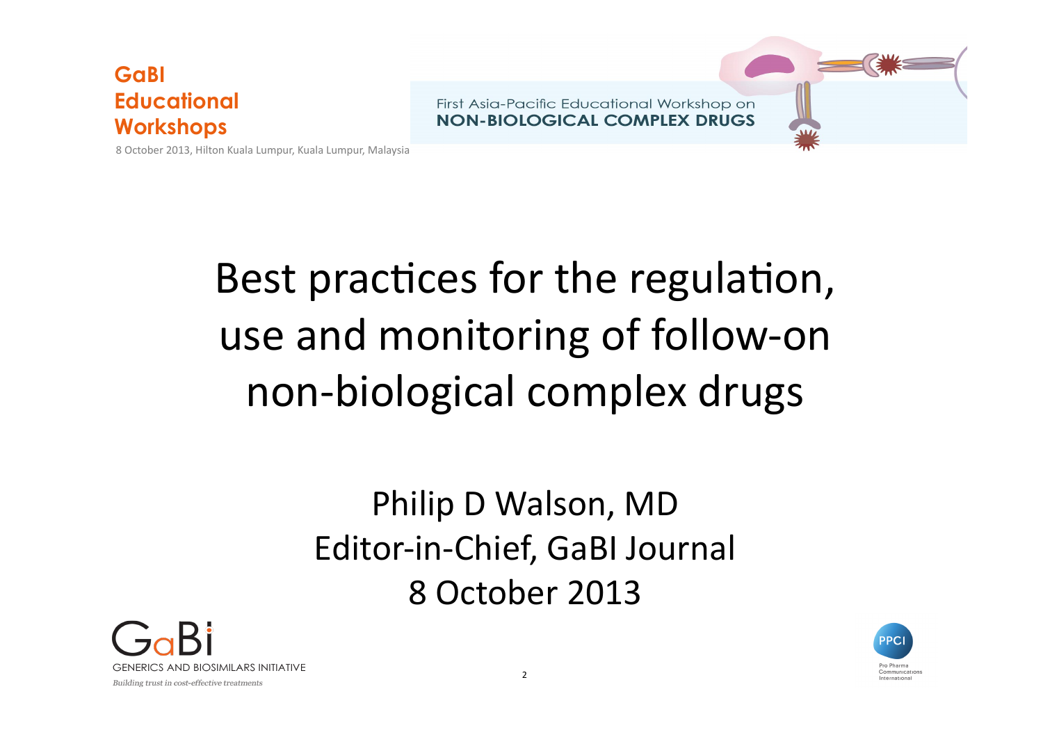GaBI Educational Workshops

8 October 2013, Hilton Kuala Lumpur, Kuala Lumpur, Malaysia

First Asia-Pacific Educational Workshop on **NON-BIOLOGICAL COMPLEX DRUGS**

# Best practices for the regulation, use and monitoring of follow-on non-biological complex drugs

Philip D Walson, MD
Editor-in-Chief, GaBI Journal
8 October 2013

GaBi
GENERICS AND BIOSIMILARS INITIATIVE
*Building trust in cost-effective treatments*

PPCI
Pro Pharma Communications International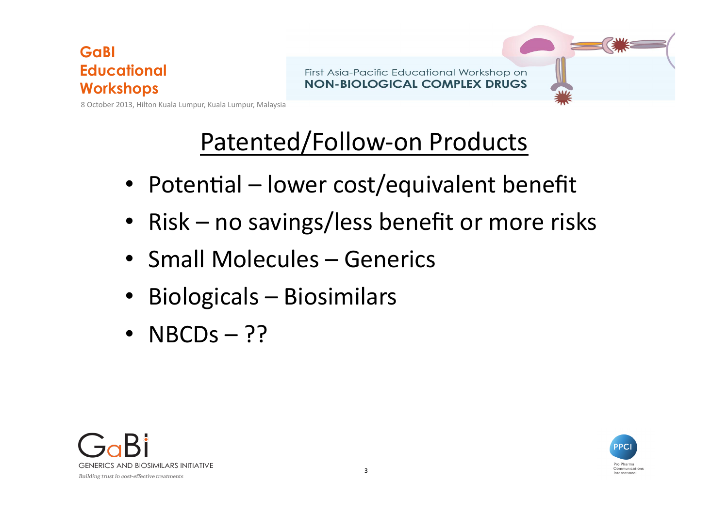# Patented/Follow-on Products

- Potential – lower cost/equivalent benefit
- Risk – no savings/less benefit or more risks
- Small Molecules – Generics
- Biologicals – Biosimilars
- NBCDs – ??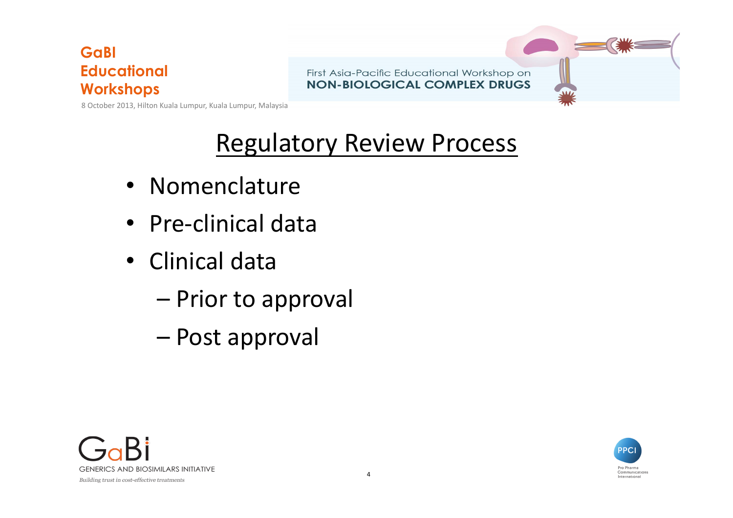# Regulatory Review Process

- Nomenclature
- Pre-clinical data
- Clinical data
  - Prior to approval
  - Post approval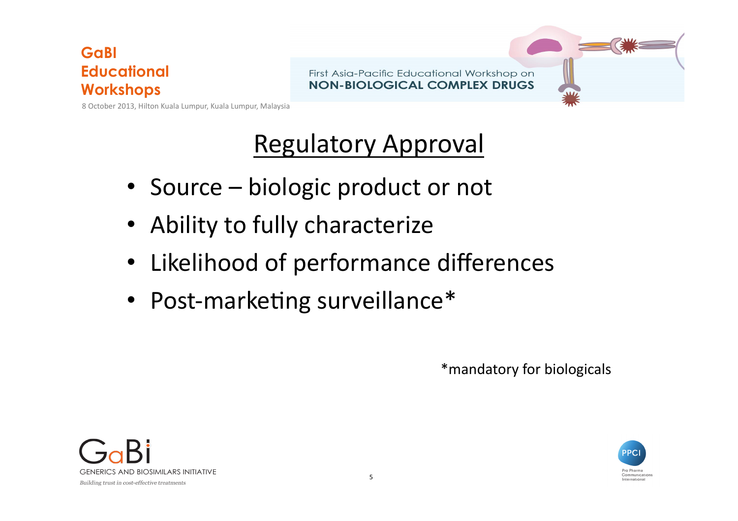# Regulatory Approval

- Source – biologic product or not
- Ability to fully characterize
- Likelihood of performance differences
- Post-marketing surveillance*

*mandatory for biologicals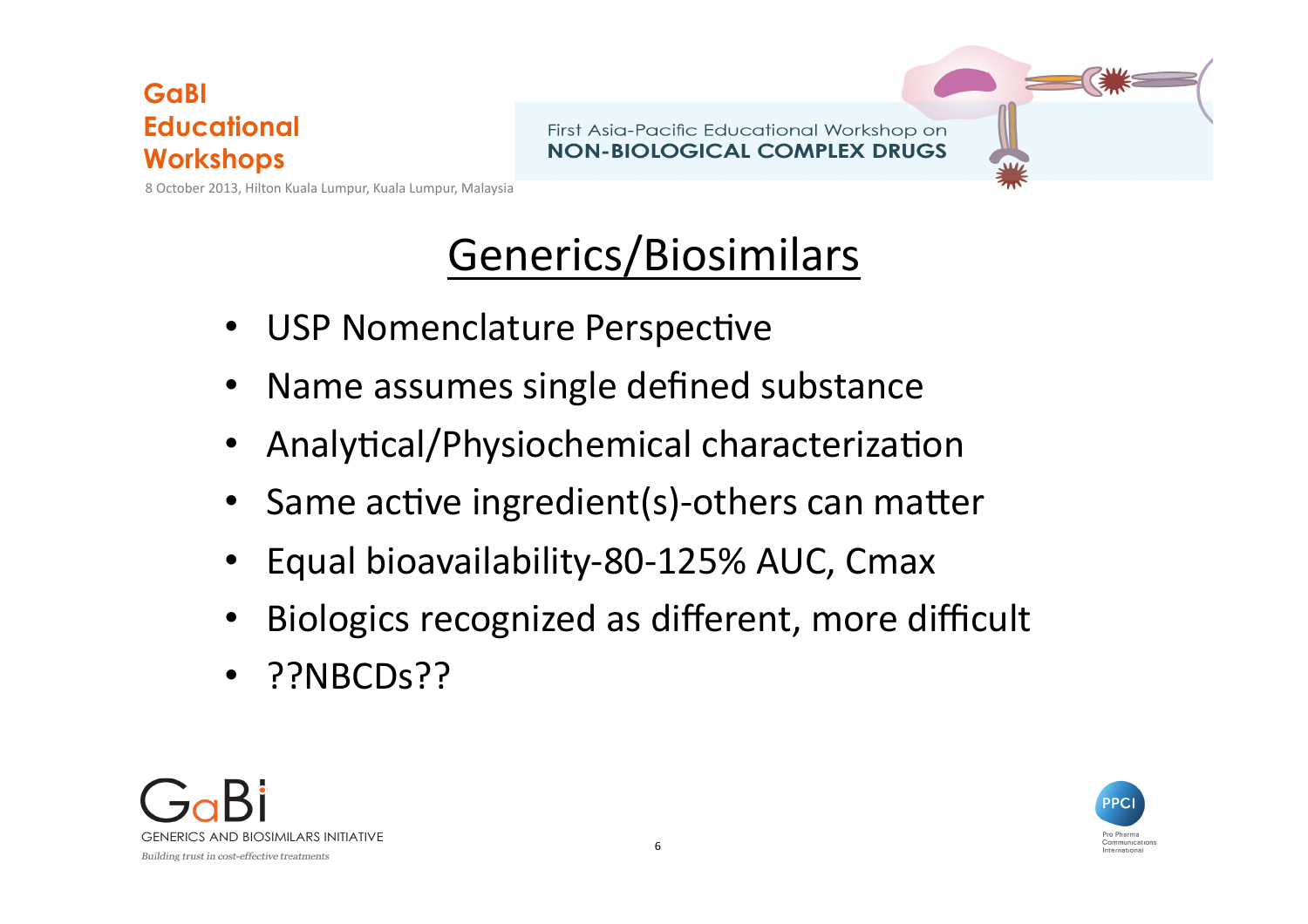# Generics/Biosimilars

- USP Nomenclature Perspective
- Name assumes single defined substance
- Analytical/Physiochemical characterization
- Same active ingredient(s)-others can matter
- Equal bioavailability-80-125% AUC, Cmax
- Biologics recognized as different, more difficult
- ??NBCDs??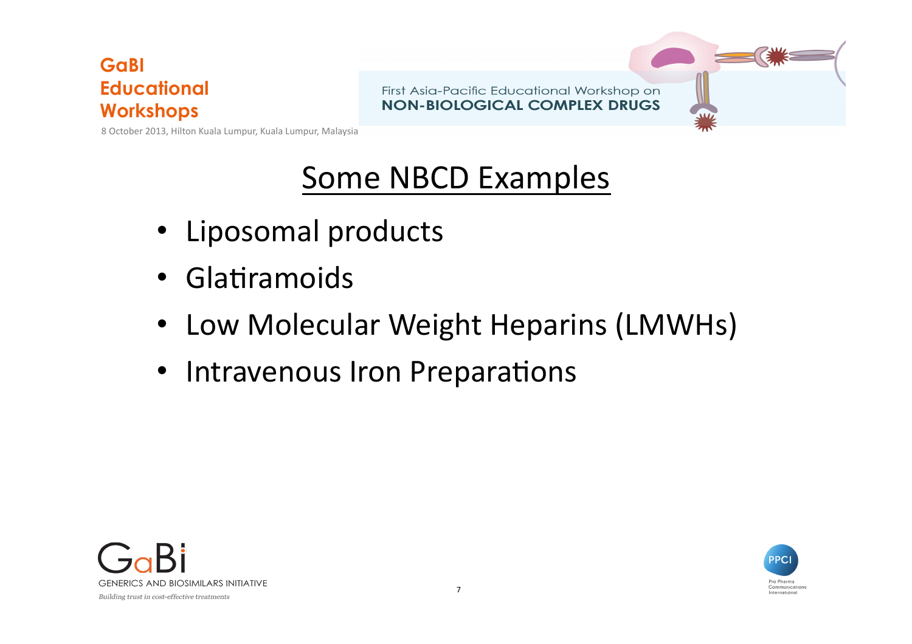# Some NBCD Examples

- Liposomal products
- Glatiramoids
- Low Molecular Weight Heparins (LMWHs)
- Intravenous Iron Preparations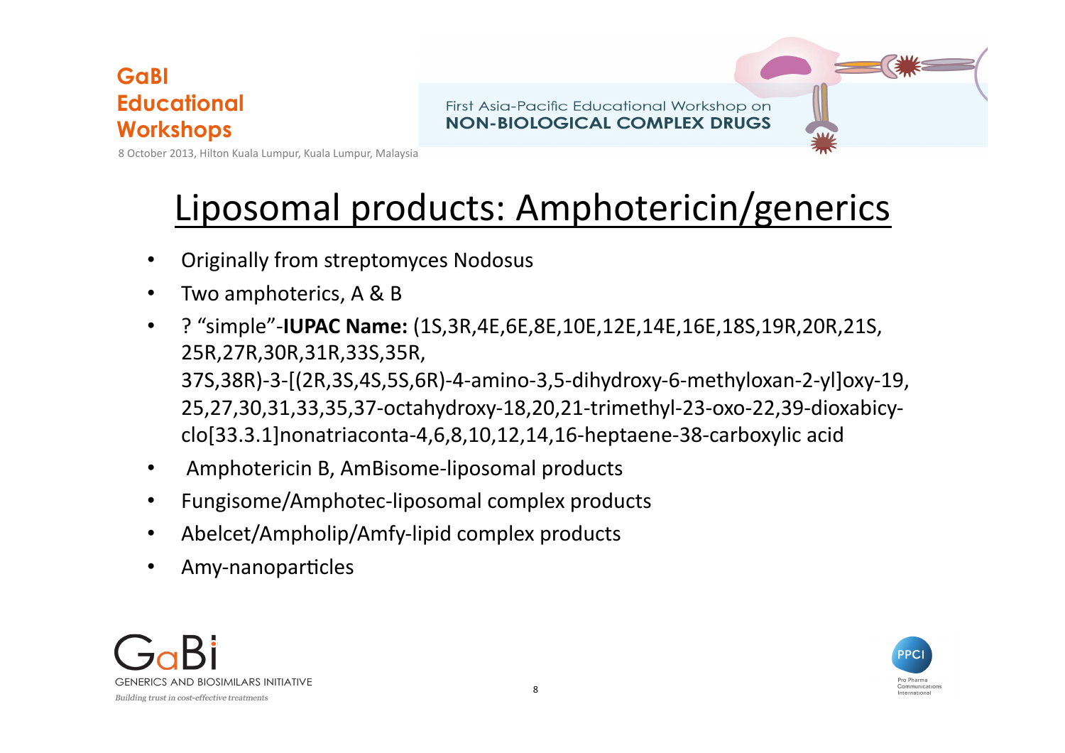# Liposomal products: Amphotericin/generics

- Originally from streptomyces Nodosus
- Two amphoterics, A & B
- ? "simple"-**IUPAC Name:** (1S,3R,4E,6E,8E,10E,12E,14E,16E,18S,19R,20R,21S,25R,27R,30R,31R,33S,35R,37S,38R)-3-[(2R,3S,4S,5S,6R)-4-amino-3,5-dihydroxy-6-methyloxan-2-yl]oxy-19,25,27,30,31,33,35,37-octahydroxy-18,20,21-trimethyl-23-oxo-22,39-dioxabicyclo[33.3.1]nonatriaconta-4,6,8,10,12,14,16-heptaene-38-carboxylic acid
- Amphotericin B, AmBisome-liposomal products
- Fungisome/Amphotec-liposomal complex products
- Abelcet/Ampholip/Amfy-lipid complex products
- Amy-nanoparticles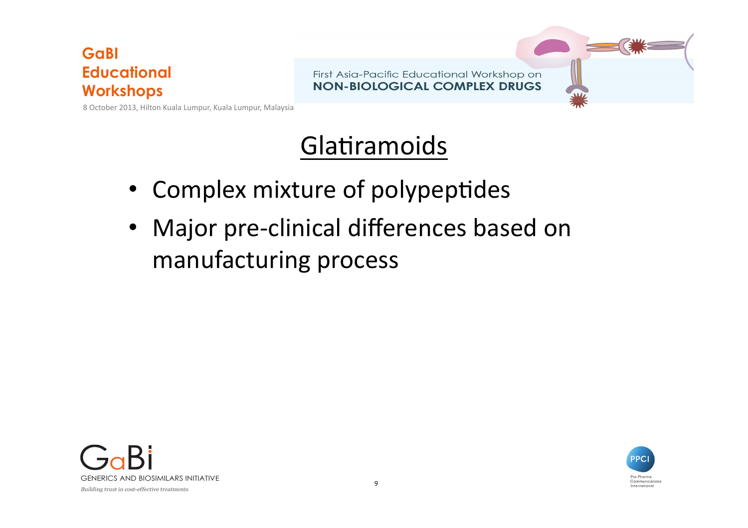# Glatiramoids

- Complex mixture of polypeptides
- Major pre-clinical differences based on manufacturing process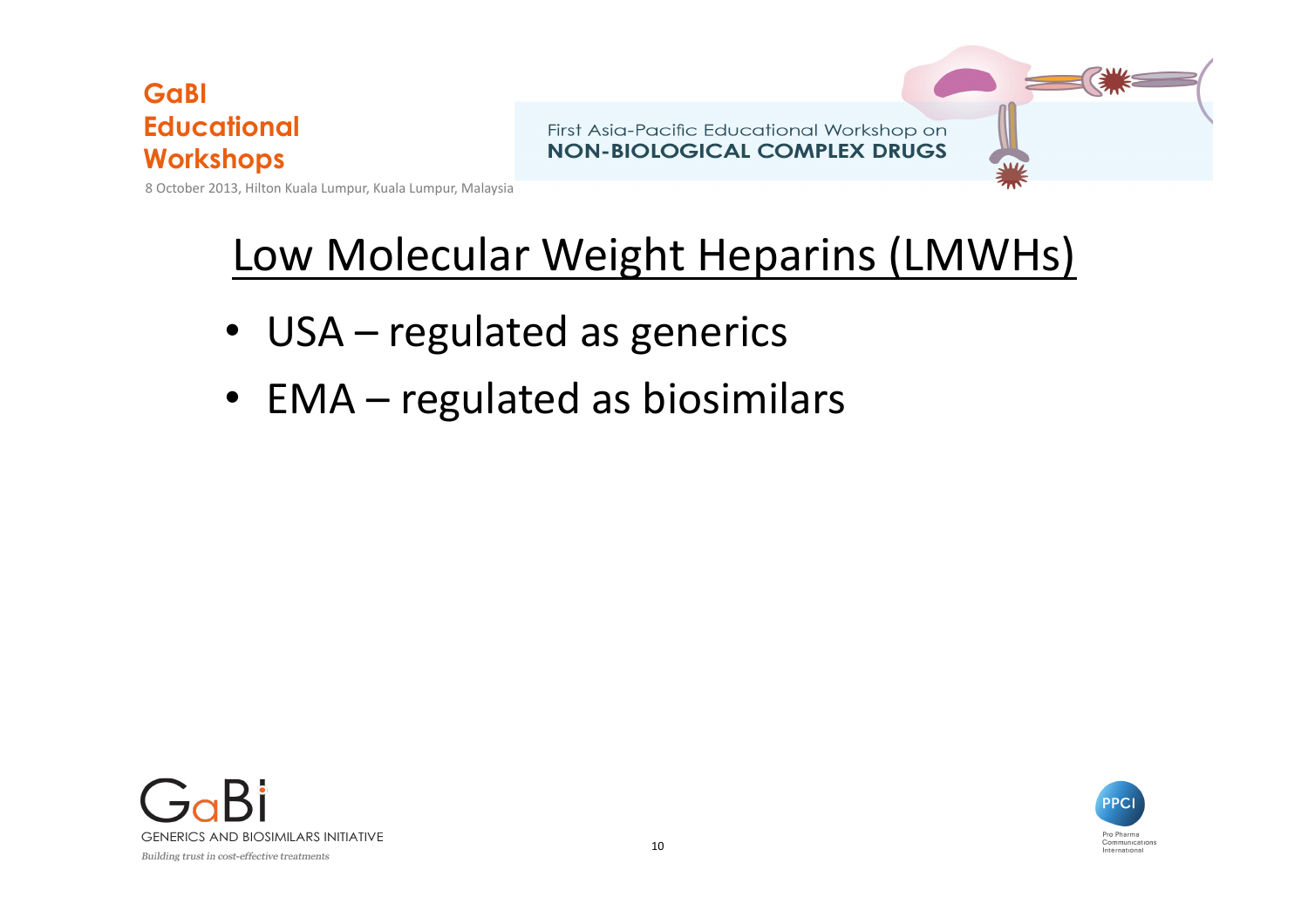# Low Molecular Weight Heparins (LMWHs)

- USA – regulated as generics
- EMA – regulated as biosimilars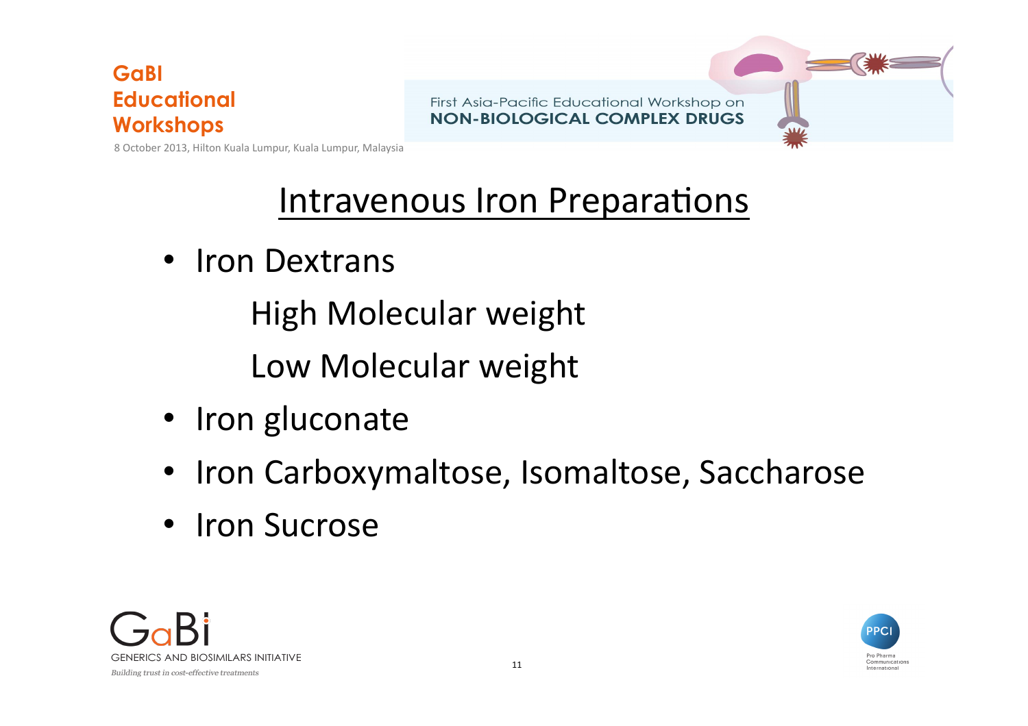# Intravenous Iron Preparations

- Iron Dextrans
  - High Molecular weight
  - Low Molecular weight
- Iron gluconate
- Iron Carboxymaltose, Isomaltose, Saccharose
- Iron Sucrose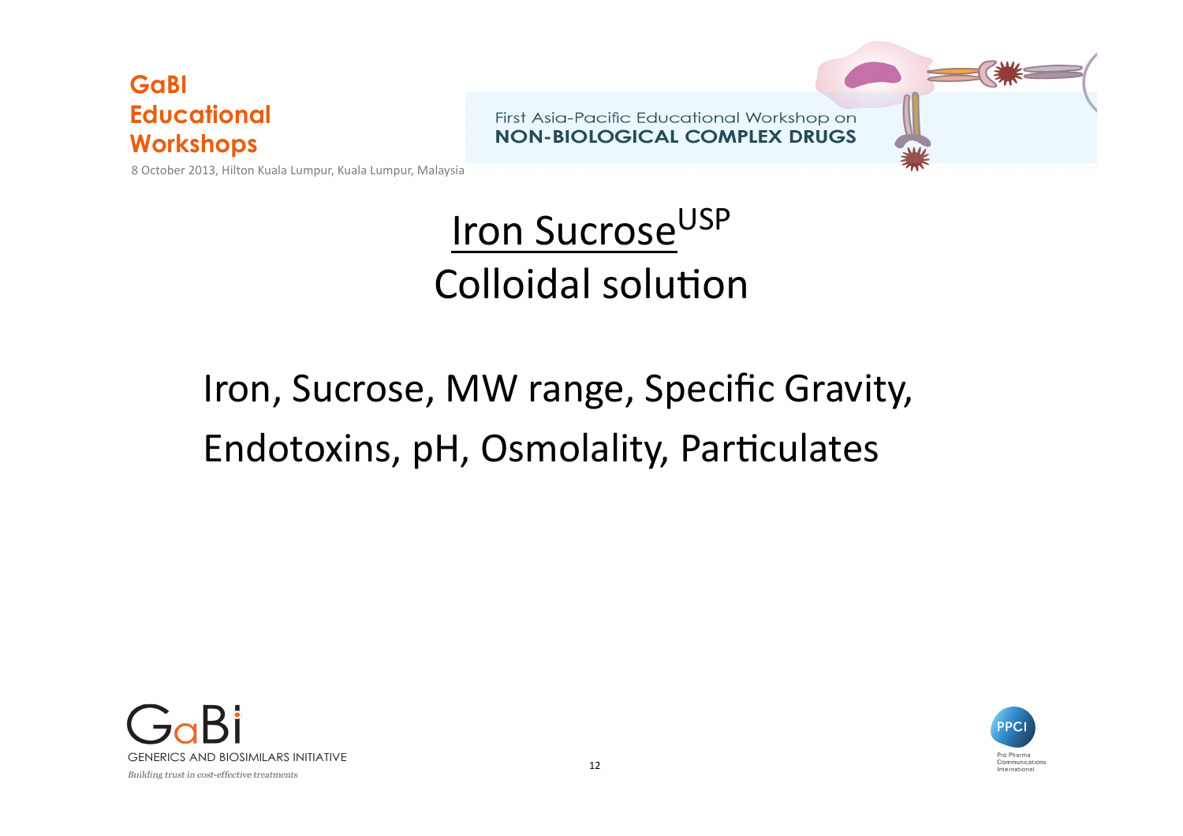# Iron Sucrose[USP]

## Colloidal solution

Iron, Sucrose, MW range, Specific Gravity, Endotoxins, pH, Osmolality, Particulates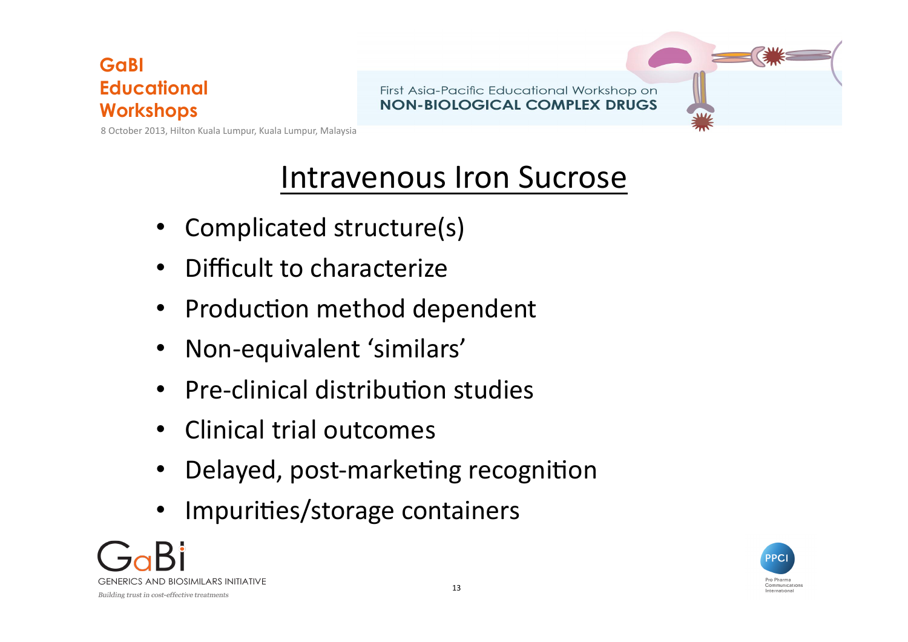# Intravenous Iron Sucrose

- Complicated structure(s)
- Difficult to characterize
- Production method dependent
- Non-equivalent 'similars'
- Pre-clinical distribution studies
- Clinical trial outcomes
- Delayed, post-marketing recognition
- Impurities/storage containers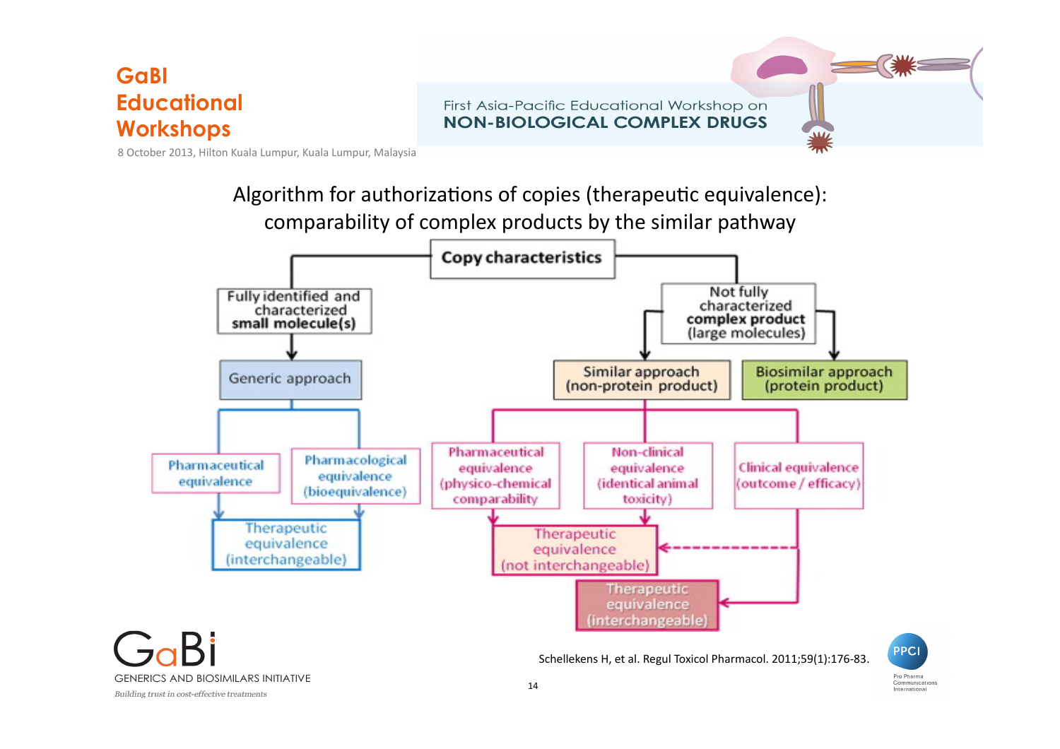Algorithm for authorizations of copies (therapeutic equivalence): comparability of complex products by the similar pathway

Copy characteristics

Fully identified and characterized **small molecule(s)**

Generic approach

Pharmaceutical equivalence

Pharmacological equivalence (bioequivalence)

Therapeutic equivalence (interchangeable)

Not fully characterized **complex product** (large molecules)

Similar approach (non-protein product)

Biosimilar approach (protein product)

Pharmaceutical equivalence (physico-chemical comparability

Non-clinical equivalence (identical animal toxicity)

Clinical equivalence (outcome / efficacy)

Therapeutic equivalence (not interchangeable)

Therapeutic equivalence (interchangeable)

Schellekens H, et al. Regul Toxicol Pharmacol. 2011;59(1):176-83.